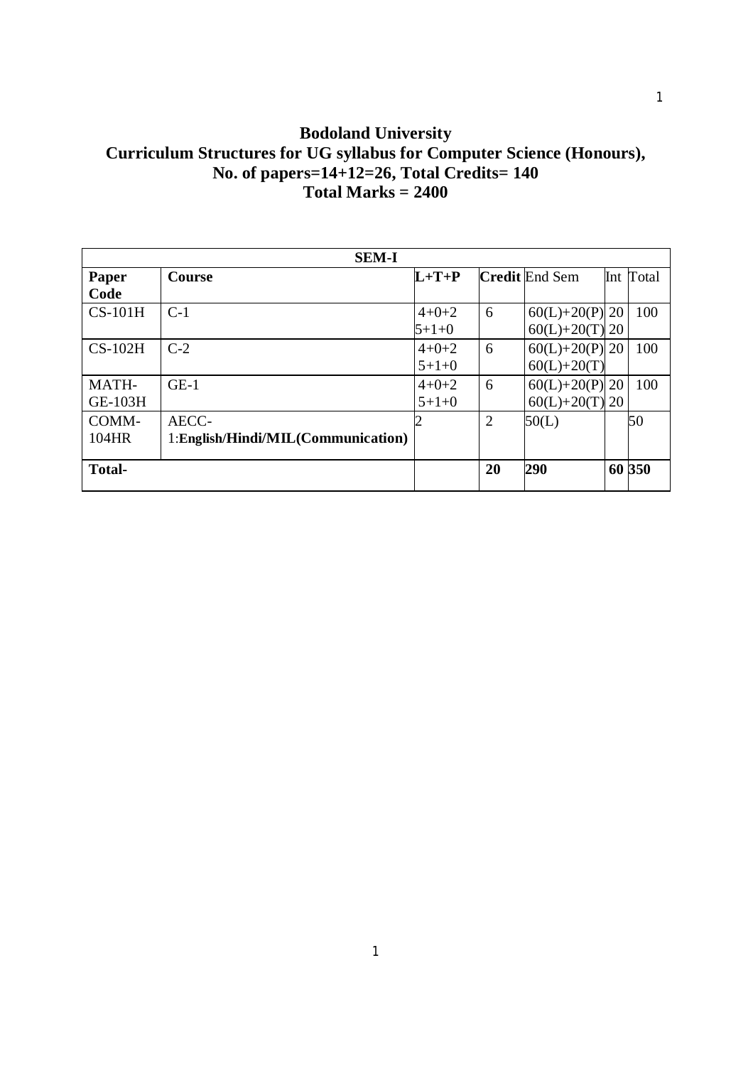# Bodoland University

## Curriculum Structures for UG syllabus for Computer Science (Honours), No. of papers=14+12=26, Total Credits= 140

## Total Marks = 2400

| SEM-I | | | | | | |
|---|---|---|---|---|---|---|
| **Paper Code** | **Course** | **L+T+P** | **Credit** | End Sem | Int | Total |
| CS-101H | C-1 | 4+0+2<br>5+1+0 | 6 | 60(L)+20(P)<br>60(L)+20(T) | 20<br>20 | 100 |
| CS-102H | C-2 | 4+0+2<br>5+1+0 | 6 | 60(L)+20(P)<br>60(L)+20(T) | 20 | 100 |
| MATH-GE-103H | GE-1 | 4+0+2<br>5+1+0 | 6 | 60(L)+20(P)<br>60(L)+20(T) | 20<br>20 | 100 |
| COMM-104HR | AECC-1:**English/Hindi/MIL(Communication)** | 2 | 2 | 50(L) | | 50 |
| **Total-** | | | **20** | **290** | **60** | **350** |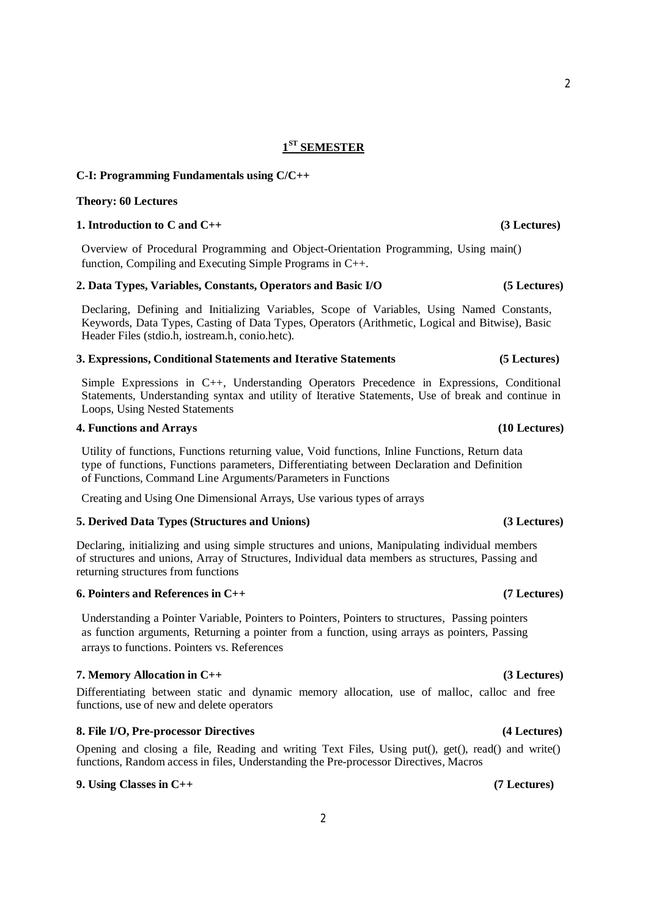## 1ST SEMESTER

**C-I: Programming Fundamentals using C/C++**

**Theory: 60 Lectures**

**1. Introduction to C and C++ (3 Lectures)**

Overview of Procedural Programming and Object-Orientation Programming, Using main() function, Compiling and Executing Simple Programs in C++.

**2. Data Types, Variables, Constants, Operators and Basic I/O (5 Lectures)**

Declaring, Defining and Initializing Variables, Scope of Variables, Using Named Constants, Keywords, Data Types, Casting of Data Types, Operators (Arithmetic, Logical and Bitwise), Basic Header Files (stdio.h, iostream.h, conio.hetc).

**3. Expressions, Conditional Statements and Iterative Statements (5 Lectures)**

Simple Expressions in C++, Understanding Operators Precedence in Expressions, Conditional Statements, Understanding syntax and utility of Iterative Statements, Use of break and continue in Loops, Using Nested Statements

**4. Functions and Arrays (10 Lectures)**

Utility of functions, Functions returning value, Void functions, Inline Functions, Return data type of functions, Functions parameters, Differentiating between Declaration and Definition of Functions, Command Line Arguments/Parameters in Functions

Creating and Using One Dimensional Arrays, Use various types of arrays

**5. Derived Data Types (Structures and Unions) (3 Lectures)**

Declaring, initializing and using simple structures and unions, Manipulating individual members of structures and unions, Array of Structures, Individual data members as structures, Passing and returning structures from functions

**6. Pointers and References in C++ (7 Lectures)**

Understanding a Pointer Variable, Pointers to Pointers, Pointers to structures, Passing pointers as function arguments, Returning a pointer from a function, using arrays as pointers, Passing arrays to functions. Pointers vs. References

**7. Memory Allocation in C++ (3 Lectures)**

Differentiating between static and dynamic memory allocation, use of malloc, calloc and free functions, use of new and delete operators

**8. File I/O, Pre-processor Directives (4 Lectures)**

Opening and closing a file, Reading and writing Text Files, Using put(), get(), read() and write() functions, Random access in files, Understanding the Pre-processor Directives, Macros

**9. Using Classes in C++ (7 Lectures)**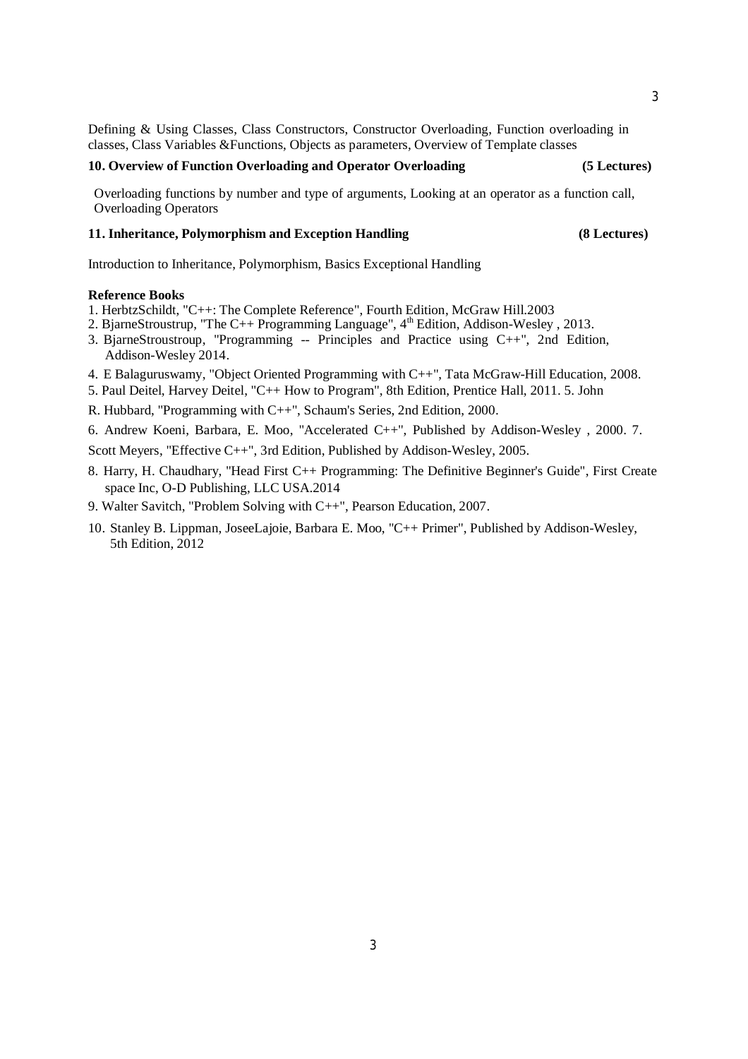Defining & Using Classes, Class Constructors, Constructor Overloading, Function overloading in classes, Class Variables &Functions, Objects as parameters, Overview of Template classes

**10. Overview of Function Overloading and Operator Overloading (5 Lectures)**

Overloading functions by number and type of arguments, Looking at an operator as a function call, Overloading Operators

**11. Inheritance, Polymorphism and Exception Handling (8 Lectures)**

Introduction to Inheritance, Polymorphism, Basics Exceptional Handling

**Reference Books**

1. HerbtzSchildt, "C++: The Complete Reference", Fourth Edition, McGraw Hill.2003
2. BjarneStroustrup, "The C++ Programming Language", 4th Edition, Addison-Wesley , 2013.
3. BjarneStroustroup, "Programming -- Principles and Practice using C++", 2nd Edition, Addison-Wesley 2014.
4. E Balaguruswamy, "Object Oriented Programming with C++", Tata McGraw-Hill Education, 2008.
5. Paul Deitel, Harvey Deitel, "C++ How to Program", 8th Edition, Prentice Hall, 2011. 5. John

R. Hubbard, "Programming with C++", Schaum's Series, 2nd Edition, 2000.

6. Andrew Koeni, Barbara, E. Moo, "Accelerated C++", Published by Addison-Wesley , 2000. 7.

Scott Meyers, "Effective C++", 3rd Edition, Published by Addison-Wesley, 2005.

8. Harry, H. Chaudhary, "Head First C++ Programming: The Definitive Beginner's Guide", First Create space Inc, O-D Publishing, LLC USA.2014
9. Walter Savitch, "Problem Solving with C++", Pearson Education, 2007.
10. Stanley B. Lippman, JoseeLajoie, Barbara E. Moo, "C++ Primer", Published by Addison-Wesley, 5th Edition, 2012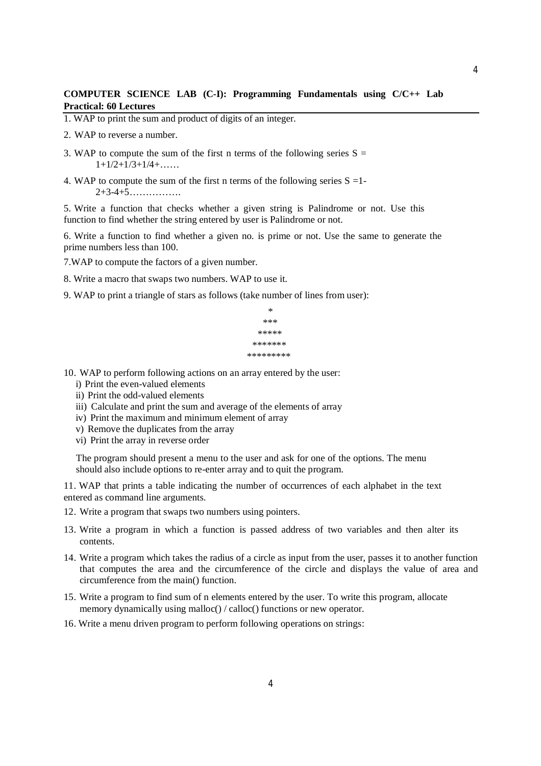**COMPUTER SCIENCE LAB (C-I): Programming Fundamentals using C/C++ Lab**
**Practical: 60 Lectures**

1. WAP to print the sum and product of digits of an integer.

2. WAP to reverse a number.

3. WAP to compute the sum of the first n terms of the following series S = 1+1/2+1/3+1/4+……

4. WAP to compute the sum of the first n terms of the following series S =1-2+3-4+5…………….

5. Write a function that checks whether a given string is Palindrome or not. Use this function to find whether the string entered by user is Palindrome or not.

6. Write a function to find whether a given no. is prime or not. Use the same to generate the prime numbers less than 100.

7. WAP to compute the factors of a given number.

8. Write a macro that swaps two numbers. WAP to use it.

9. WAP to print a triangle of stars as follows (take number of lines from user):

```
    *
   ***
  *****
 *******
*********
```

10. WAP to perform following actions on an array entered by the user:
    i) Print the even-valued elements
    ii) Print the odd-valued elements
    iii) Calculate and print the sum and average of the elements of array
    iv) Print the maximum and minimum element of array
    v) Remove the duplicates from the array
    vi) Print the array in reverse order

    The program should present a menu to the user and ask for one of the options. The menu should also include options to re-enter array and to quit the program.

11. WAP that prints a table indicating the number of occurrences of each alphabet in the text entered as command line arguments.

12. Write a program that swaps two numbers using pointers.

13. Write a program in which a function is passed address of two variables and then alter its contents.

14. Write a program which takes the radius of a circle as input from the user, passes it to another function that computes the area and the circumference of the circle and displays the value of area and circumference from the main() function.

15. Write a program to find sum of n elements entered by the user. To write this program, allocate memory dynamically using malloc() / calloc() functions or new operator.

16. Write a menu driven program to perform following operations on strings: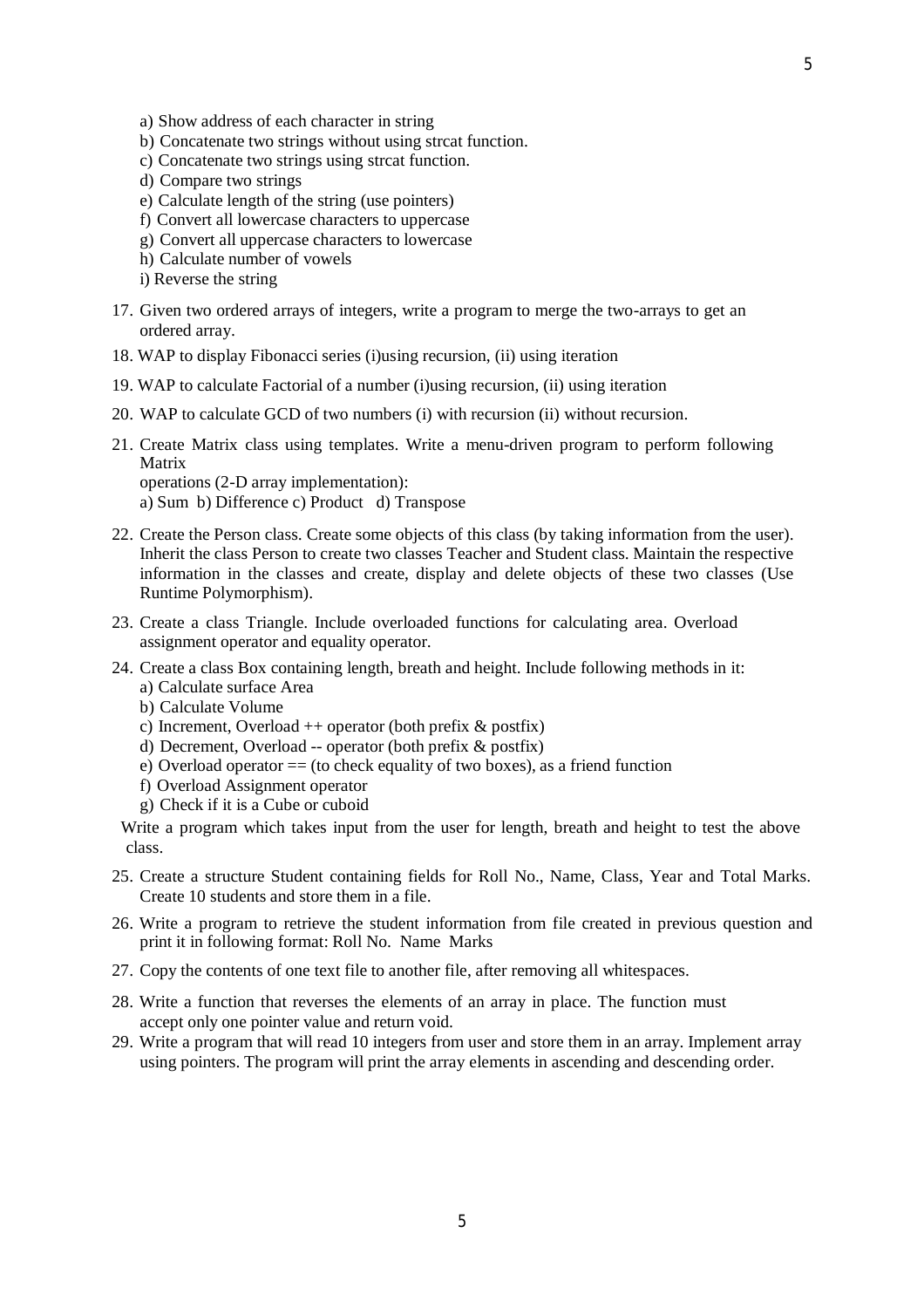a) Show address of each character in string
b) Concatenate two strings without using strcat function.
c) Concatenate two strings using strcat function.
d) Compare two strings
e) Calculate length of the string (use pointers)
f) Convert all lowercase characters to uppercase
g) Convert all uppercase characters to lowercase
h) Calculate number of vowels
i) Reverse the string

17. Given two ordered arrays of integers, write a program to merge the two-arrays to get an ordered array.

18. WAP to display Fibonacci series (i)using recursion, (ii) using iteration

19. WAP to calculate Factorial of a number (i)using recursion, (ii) using iteration

20. WAP to calculate GCD of two numbers (i) with recursion (ii) without recursion.

21. Create Matrix class using templates. Write a menu-driven program to perform following Matrix operations (2-D array implementation):
a) Sum b) Difference c) Product d) Transpose

22. Create the Person class. Create some objects of this class (by taking information from the user). Inherit the class Person to create two classes Teacher and Student class. Maintain the respective information in the classes and create, display and delete objects of these two classes (Use Runtime Polymorphism).

23. Create a class Triangle. Include overloaded functions for calculating area. Overload assignment operator and equality operator.

24. Create a class Box containing length, breath and height. Include following methods in it:
a) Calculate surface Area
b) Calculate Volume
c) Increment, Overload ++ operator (both prefix & postfix)
d) Decrement, Overload -- operator (both prefix & postfix)
e) Overload operator == (to check equality of two boxes), as a friend function
f) Overload Assignment operator
g) Check if it is a Cube or cuboid

Write a program which takes input from the user for length, breath and height to test the above class.

25. Create a structure Student containing fields for Roll No., Name, Class, Year and Total Marks. Create 10 students and store them in a file.

26. Write a program to retrieve the student information from file created in previous question and print it in following format: Roll No. Name Marks

27. Copy the contents of one text file to another file, after removing all whitespaces.

28. Write a function that reverses the elements of an array in place. The function must accept only one pointer value and return void.

29. Write a program that will read 10 integers from user and store them in an array. Implement array using pointers. The program will print the array elements in ascending and descending order.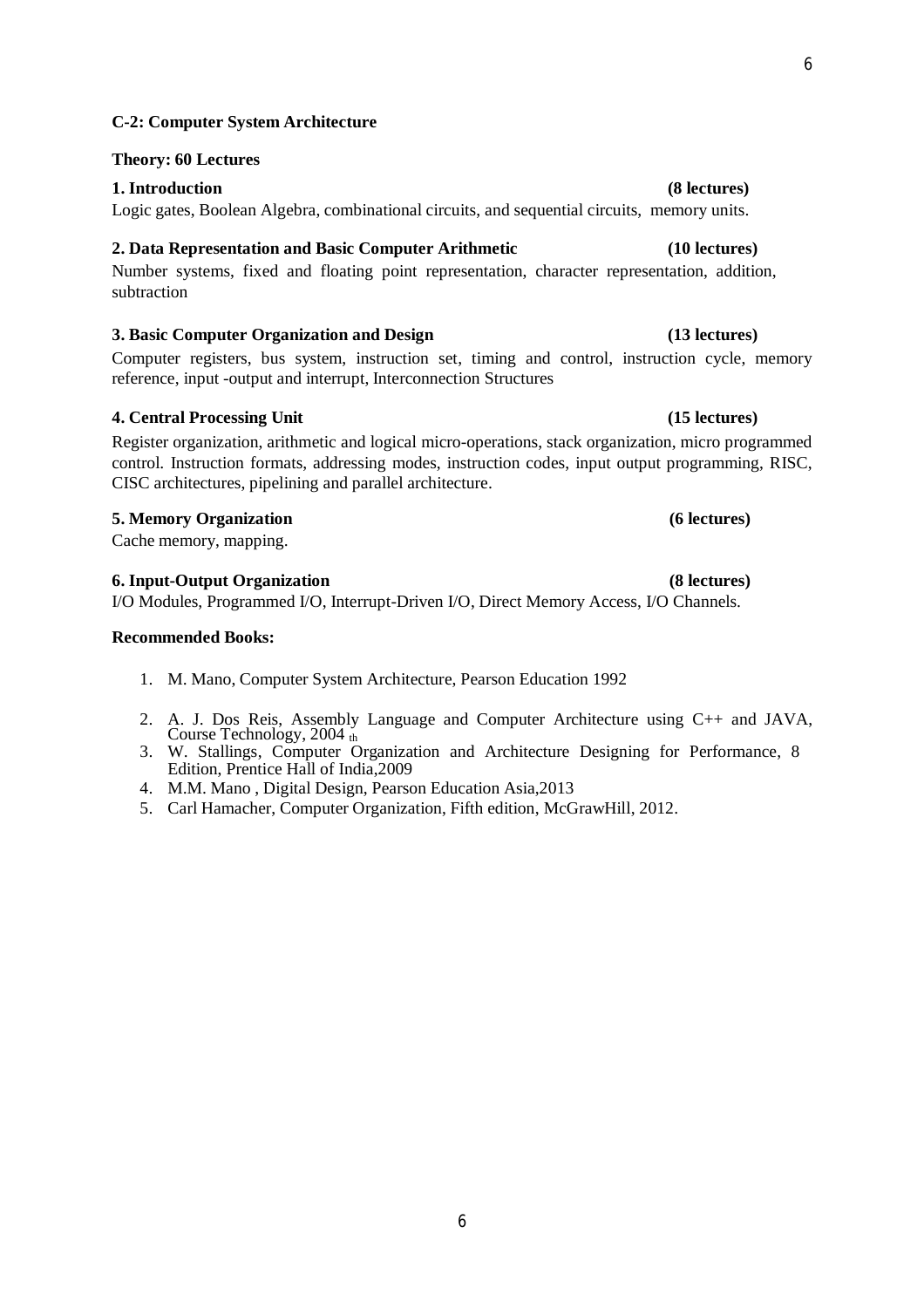## C-2: Computer System Architecture

**Theory: 60 Lectures**

**1. Introduction (8 lectures)**

Logic gates, Boolean Algebra, combinational circuits, and sequential circuits, memory units.

**2. Data Representation and Basic Computer Arithmetic (10 lectures)**

Number systems, fixed and floating point representation, character representation, addition, subtraction

**3. Basic Computer Organization and Design (13 lectures)**

Computer registers, bus system, instruction set, timing and control, instruction cycle, memory reference, input -output and interrupt, Interconnection Structures

**4. Central Processing Unit (15 lectures)**

Register organization, arithmetic and logical micro-operations, stack organization, micro programmed control. Instruction formats, addressing modes, instruction codes, input output programming, RISC, CISC architectures, pipelining and parallel architecture.

**5. Memory Organization (6 lectures)**

Cache memory, mapping.

**6. Input-Output Organization (8 lectures)**

I/O Modules, Programmed I/O, Interrupt-Driven I/O, Direct Memory Access, I/O Channels.

**Recommended Books:**

1. M. Mano, Computer System Architecture, Pearson Education 1992
2. A. J. Dos Reis, Assembly Language and Computer Architecture using C++ and JAVA, Course Technology, 2004
3. W. Stallings, Computer Organization and Architecture Designing for Performance, 8th Edition, Prentice Hall of India,2009
4. M.M. Mano , Digital Design, Pearson Education Asia,2013
5. Carl Hamacher, Computer Organization, Fifth edition, McGrawHill, 2012.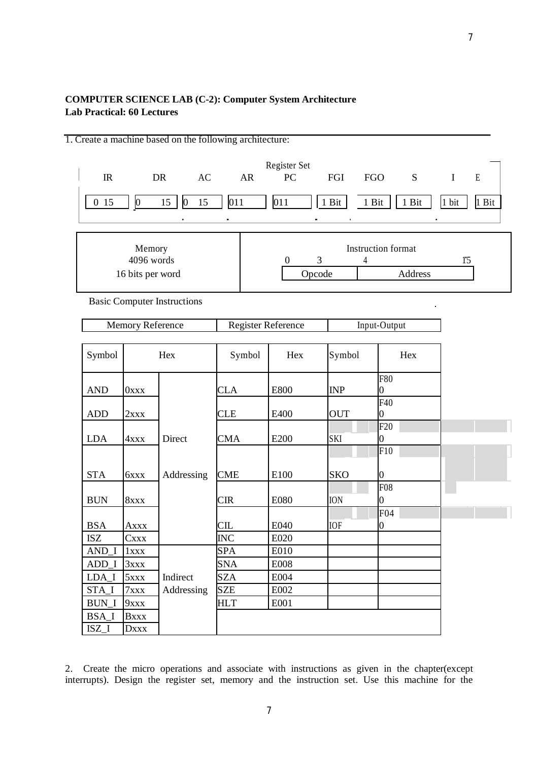**COMPUTER SCIENCE LAB (C-2): Computer System Architecture**
**Lab Practical: 60 Lectures**

1. Create a machine based on the following architecture:

Register Set

| IR | DR | AC | AR | PC | FGI | FGO | S | I | E |
|---|---|---|---|---|---|---|---|---|---|
| 0 15 | 0 15 | 0 15 | 0 11 | 0 11 | 1 Bit | 1 Bit | 1 Bit | 1 bit | 1 Bit |

| Memory | Instruction format |
|---|---|
| 4096 words<br>16 bits per word | 0 3 4 15<br>Opcode \| Address |

Basic Computer Instructions

| Memory Reference | | | Register Reference | | Input-Output | |
|---|---|---|---|---|---|---|
| Symbol | Hex | | Symbol | Hex | Symbol | Hex |
| AND | 0xxx | Direct Addressing | CLA | E800 | INP | F800 |
| ADD | 2xxx | | CLE | E400 | OUT | F400 |
| LDA | 4xxx | | CMA | E200 | SKI | F200 |
| STA | 6xxx | | CME | E100 | SKO | F100 |
| BUN | 8xxx | | CIR | E080 | ION | F080 |
| BSA | Axxx | | CIL | E040 | IOF | F040 |
| ISZ | Cxxx | | INC | E020 | | |
| AND_I | 1xxx | Indirect Addressing | SPA | E010 | | |
| ADD_I | 3xxx | | SNA | E008 | | |
| LDA_I | 5xxx | | SZA | E004 | | |
| STA_I | 7xxx | | SZE | E002 | | |
| BUN_I | 9xxx | | HLT | E001 | | |
| BSA_I | Bxxx | | | | | |
| ISZ_I | Dxxx | | | | | |

2. Create the micro operations and associate with instructions as given in the chapter(except interrupts). Design the register set, memory and the instruction set. Use this machine for the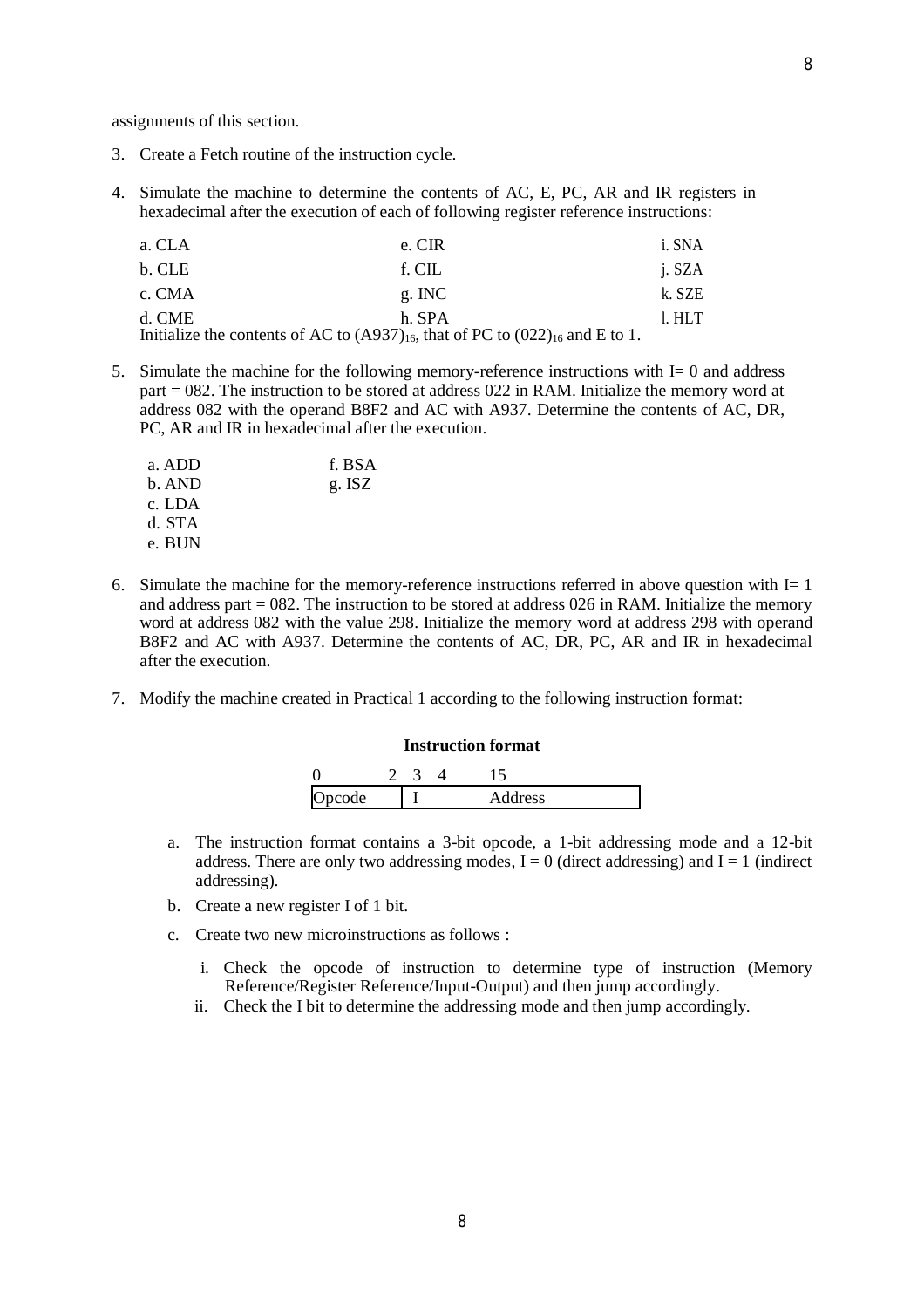assignments of this section.

3. Create a Fetch routine of the instruction cycle.

4. Simulate the machine to determine the contents of AC, E, PC, AR and IR registers in hexadecimal after the execution of each of following register reference instructions:

| | | |
|---|---|---|
| a. CLA | e. CIR | i. SNA |
| b. CLE | f. CIL | j. SZA |
| c. CMA | g. INC | k. SZE |
| d. CME | h. SPA | l. HLT |

   Initialize the contents of AC to $(A937)_{16}$, that of PC to $(022)_{16}$ and E to 1.

5. Simulate the machine for the following memory-reference instructions with I= 0 and address part = 082. The instruction to be stored at address 022 in RAM. Initialize the memory word at address 082 with the operand B8F2 and AC with A937. Determine the contents of AC, DR, PC, AR and IR in hexadecimal after the execution.

| | |
|---|---|
| a. ADD | f. BSA |
| b. AND | g. ISZ |
| c. LDA | |
| d. STA | |
| e. BUN | |

6. Simulate the machine for the memory-reference instructions referred in above question with I= 1 and address part = 082. The instruction to be stored at address 026 in RAM. Initialize the memory word at address 082 with the value 298. Initialize the memory word at address 298 with operand B8F2 and AC with A937. Determine the contents of AC, DR, PC, AR and IR in hexadecimal after the execution.

7. Modify the machine created in Practical 1 according to the following instruction format:

**Instruction format**

| 0 &nbsp;&nbsp;&nbsp; 2 | 3 | 4 &nbsp;&nbsp;&nbsp; 15 |
|---|---|---|
| Opcode | I | Address |

   a. The instruction format contains a 3-bit opcode, a 1-bit addressing mode and a 12-bit address. There are only two addressing modes, I = 0 (direct addressing) and I = 1 (indirect addressing).

   b. Create a new register I of 1 bit.

   c. Create two new microinstructions as follows :

      i. Check the opcode of instruction to determine type of instruction (Memory Reference/Register Reference/Input-Output) and then jump accordingly.

      ii. Check the I bit to determine the addressing mode and then jump accordingly.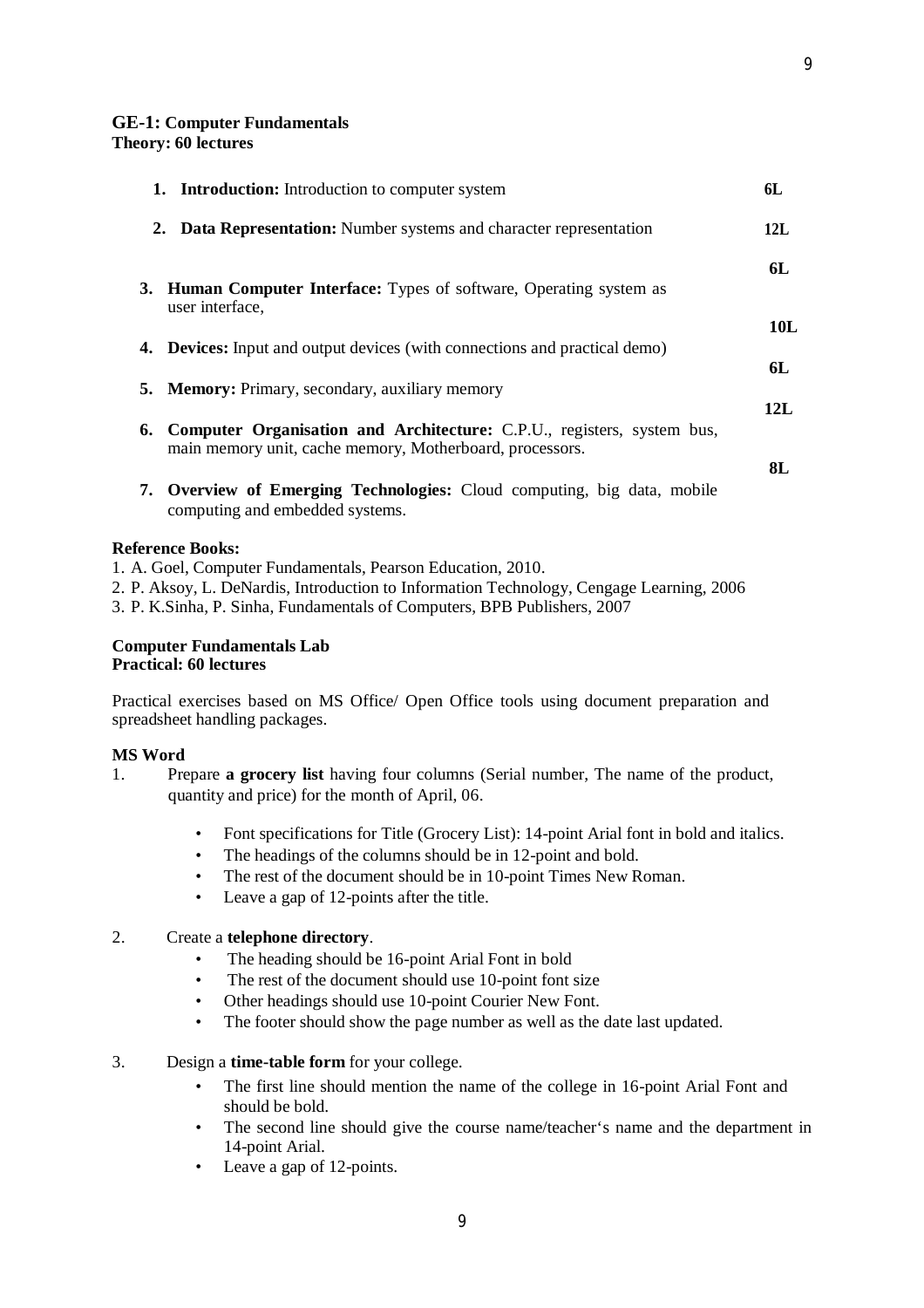**GE-1: Computer Fundamentals**
**Theory: 60 lectures**

| | |
|---|---|
| 1. **Introduction:** Introduction to computer system | **6L** |
| 2. **Data Representation:** Number systems and character representation | **12L** |
| 3. **Human Computer Interface:** Types of software, Operating system as user interface, | **6L** |
| 4. **Devices:** Input and output devices (with connections and practical demo) | **10L** |
| 5. **Memory:** Primary, secondary, auxiliary memory | **6L** |
| 6. **Computer Organisation and Architecture:** C.P.U., registers, system bus, main memory unit, cache memory, Motherboard, processors. | **12L** |
| 7. **Overview of Emerging Technologies:** Cloud computing, big data, mobile computing and embedded systems. | **8L** |

**Reference Books:**

1. A. Goel, Computer Fundamentals, Pearson Education, 2010.
2. P. Aksoy, L. DeNardis, Introduction to Information Technology, Cengage Learning, 2006
3. P. K.Sinha, P. Sinha, Fundamentals of Computers, BPB Publishers, 2007

**Computer Fundamentals Lab**
**Practical: 60 lectures**

Practical exercises based on MS Office/ Open Office tools using document preparation and spreadsheet handling packages.

**MS Word**

1. Prepare **a grocery list** having four columns (Serial number, The name of the product, quantity and price) for the month of April, 06.
   - Font specifications for Title (Grocery List): 14-point Arial font in bold and italics.
   - The headings of the columns should be in 12-point and bold.
   - The rest of the document should be in 10-point Times New Roman.
   - Leave a gap of 12-points after the title.

2. Create a **telephone directory**.
   - The heading should be 16-point Arial Font in bold
   - The rest of the document should use 10-point font size
   - Other headings should use 10-point Courier New Font.
   - The footer should show the page number as well as the date last updated.

3. Design a **time-table form** for your college.
   - The first line should mention the name of the college in 16-point Arial Font and should be bold.
   - The second line should give the course name/teacher's name and the department in 14-point Arial.
   - Leave a gap of 12-points.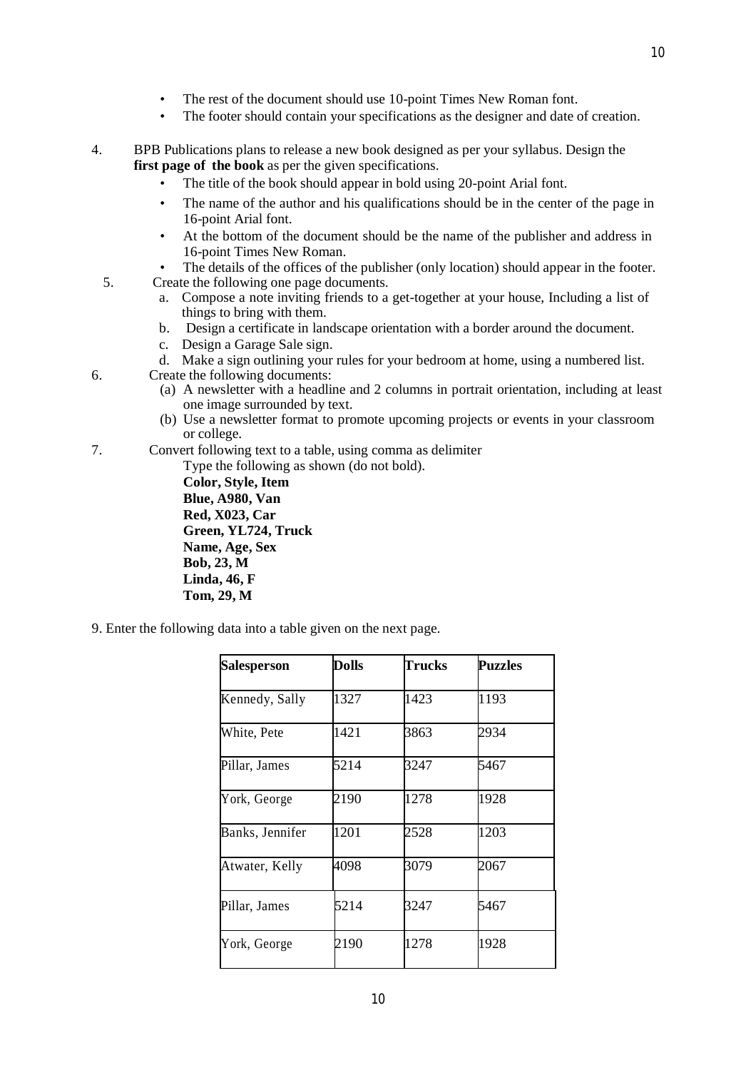- The rest of the document should use 10-point Times New Roman font.
- The footer should contain your specifications as the designer and date of creation.

4. BPB Publications plans to release a new book designed as per your syllabus. Design the **first page of the book** as per the given specifications.
   - The title of the book should appear in bold using 20-point Arial font.
   - The name of the author and his qualifications should be in the center of the page in 16-point Arial font.
   - At the bottom of the document should be the name of the publisher and address in 16-point Times New Roman.
   - The details of the offices of the publisher (only location) should appear in the footer.
5. Create the following one page documents.
   a. Compose a note inviting friends to a get-together at your house, Including a list of things to bring with them.
   b. Design a certificate in landscape orientation with a border around the document.
   c. Design a Garage Sale sign.
   d. Make a sign outlining your rules for your bedroom at home, using a numbered list.
6. Create the following documents:
   (a) A newsletter with a headline and 2 columns in portrait orientation, including at least one image surrounded by text.
   (b) Use a newsletter format to promote upcoming projects or events in your classroom or college.
7. Convert following text to a table, using comma as delimiter
   Type the following as shown (do not bold).
   **Color, Style, Item**
   **Blue, A980, Van**
   **Red, X023, Car**
   **Green, YL724, Truck**
   **Name, Age, Sex**
   **Bob, 23, M**
   **Linda, 46, F**
   **Tom, 29, M**

9. Enter the following data into a table given on the next page.

| **Salesperson** | **Dolls** | **Trucks** | **Puzzles** |
|---|---|---|---|
| Kennedy, Sally | 1327 | 1423 | 1193 |
| White, Pete | 1421 | 3863 | 2934 |
| Pillar, James | 5214 | 3247 | 5467 |
| York, George | 2190 | 1278 | 1928 |
| Banks, Jennifer | 1201 | 2528 | 1203 |
| Atwater, Kelly | 4098 | 3079 | 2067 |
| Pillar, James | 5214 | 3247 | 5467 |
| York, George | 2190 | 1278 | 1928 |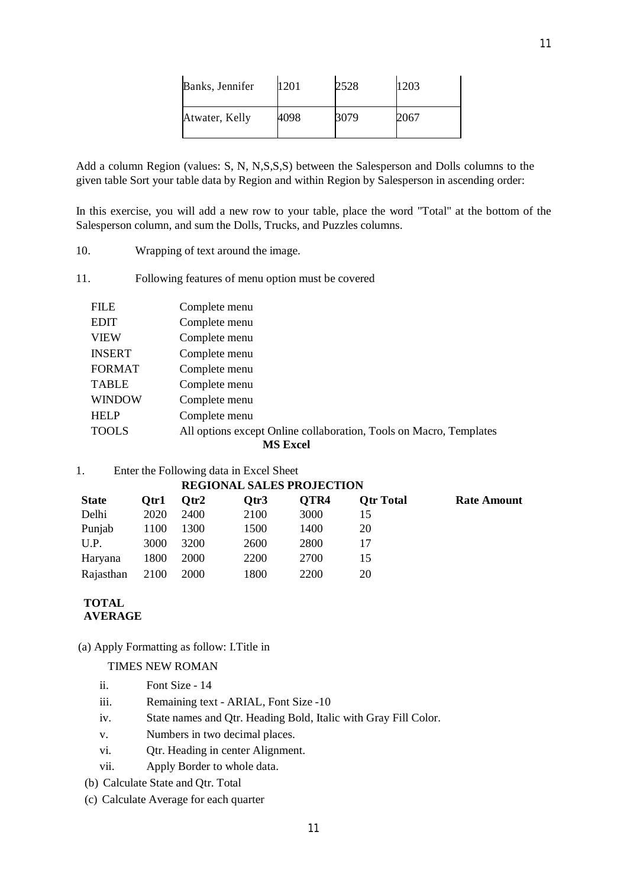| Banks, Jennifer | 1201 | 2528 | 1203 |
|---|---|---|---|
| Atwater, Kelly | 4098 | 3079 | 2067 |

Add a column Region (values: S, N, N,S,S,S) between the Salesperson and Dolls columns to the given table Sort your table data by Region and within Region by Salesperson in ascending order:

In this exercise, you will add a new row to your table, place the word "Total" at the bottom of the Salesperson column, and sum the Dolls, Trucks, and Puzzles columns.

10. Wrapping of text around the image.

11. Following features of menu option must be covered

| | |
|---|---|
| FILE | Complete menu |
| EDIT | Complete menu |
| VIEW | Complete menu |
| INSERT | Complete menu |
| FORMAT | Complete menu |
| TABLE | Complete menu |
| WINDOW | Complete menu |
| HELP | Complete menu |
| TOOLS | All options except Online collaboration, Tools on Macro, Templates |

## MS Excel

1. Enter the Following data in Excel Sheet

**REGIONAL SALES PROJECTION**

| **State** | **Qtr1** | **Qtr2** | **Qtr3** | **QTR4** | **Qtr Total** | **Rate Amount** |
|---|---|---|---|---|---|---|
| Delhi | 2020 | 2400 | 2100 | 3000 | 15 | |
| Punjab | 1100 | 1300 | 1500 | 1400 | 20 | |
| U.P. | 3000 | 3200 | 2600 | 2800 | 17 | |
| Haryana | 1800 | 2000 | 2200 | 2700 | 15 | |
| Rajasthan | 2100 | 2000 | 1800 | 2200 | 20 | |
| **TOTAL** | | | | | | |
| **AVERAGE** | | | | | | |

(a) Apply Formatting as follow: I.Title in

TIMES NEW ROMAN

- ii. Font Size - 14
- iii. Remaining text - ARIAL, Font Size -10
- iv. State names and Qtr. Heading Bold, Italic with Gray Fill Color.
- v. Numbers in two decimal places.
- vi. Qtr. Heading in center Alignment.
- vii. Apply Border to whole data.

(b) Calculate State and Qtr. Total

(c) Calculate Average for each quarter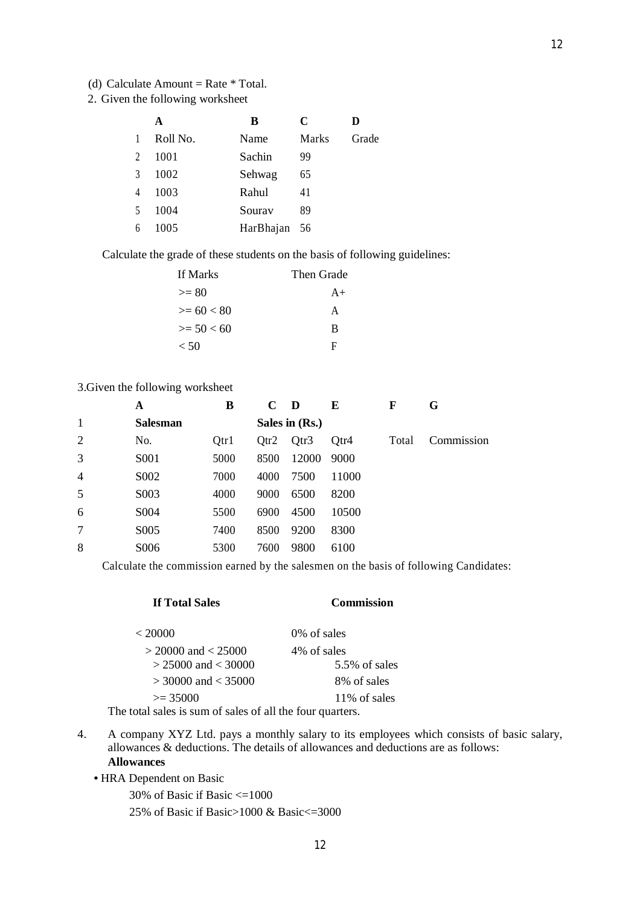(d) Calculate Amount = Rate * Total.

2. Given the following worksheet

| | A | B | C | D |
|---|---|---|---|---|
| 1 | Roll No. | Name | Marks | Grade |
| 2 | 1001 | Sachin | 99 | |
| 3 | 1002 | Sehwag | 65 | |
| 4 | 1003 | Rahul | 41 | |
| 5 | 1004 | Sourav | 89 | |
| 6 | 1005 | HarBhajan | 56 | |

Calculate the grade of these students on the basis of following guidelines:

| If Marks | Then Grade |
|---|---|
| >= 80 | A+ |
| >= 60 < 80 | A |
| >= 50 < 60 | B |
| < 50 | F |

3.Given the following worksheet

| | A | B | C | D | E | F | G |
|---|---|---|---|---|---|---|---|
| 1 | **Salesman** | | **Sales in (Rs.)** | | | | |
| 2 | No. | Qtr1 | Qtr2 | Qtr3 | Qtr4 | Total | Commission |
| 3 | S001 | 5000 | 8500 | 12000 | 9000 | | |
| 4 | S002 | 7000 | 4000 | 7500 | 11000 | | |
| 5 | S003 | 4000 | 9000 | 6500 | 8200 | | |
| 6 | S004 | 5500 | 6900 | 4500 | 10500 | | |
| 7 | S005 | 7400 | 8500 | 9200 | 8300 | | |
| 8 | S006 | 5300 | 7600 | 9800 | 6100 | | |

Calculate the commission earned by the salesmen on the basis of following Candidates:

| **If Total Sales** | **Commission** |
|---|---|
| < 20000 | 0% of sales |
| > 20000 and < 25000 | 4% of sales |
| > 25000 and < 30000 | 5.5% of sales |
| > 30000 and < 35000 | 8% of sales |
| >= 35000 | 11% of sales |

The total sales is sum of sales of all the four quarters.

4. A company XYZ Ltd. pays a monthly salary to its employees which consists of basic salary, allowances & deductions. The details of allowances and deductions are as follows:

**Allowances**

- HRA Dependent on Basic

  30% of Basic if Basic <=1000

  25% of Basic if Basic>1000 & Basic<=3000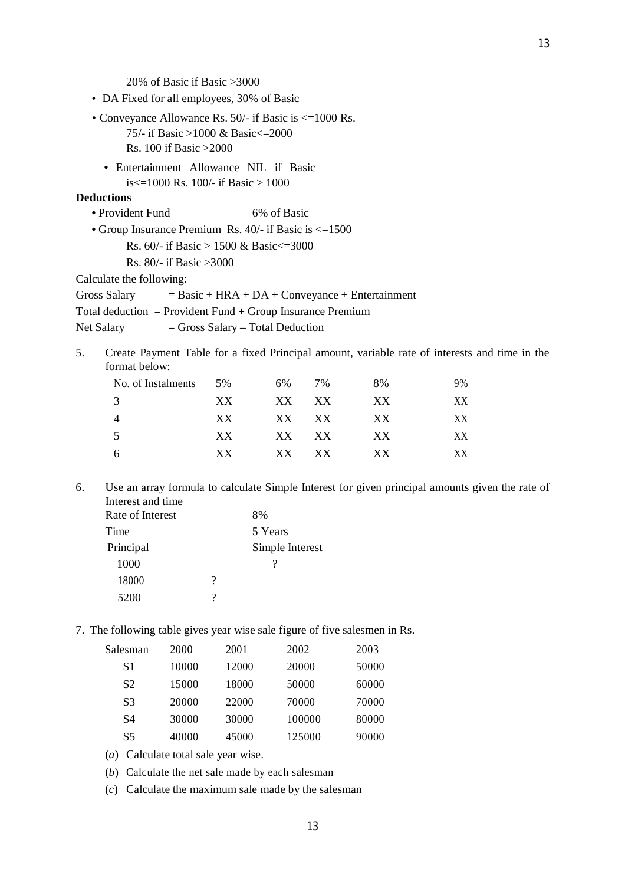20% of Basic if Basic >3000

- DA Fixed for all employees, 30% of Basic
- Conveyance Allowance Rs. 50/- if Basic is <=1000 Rs.
  75/- if Basic >1000 & Basic<=2000
  Rs. 100 if Basic >2000
- Entertainment Allowance NIL if Basic is<=1000 Rs. 100/- if Basic > 1000

**Deductions**

- Provident Fund 6% of Basic
- Group Insurance Premium Rs. 40/- if Basic is <=1500
  Rs. 60/- if Basic > 1500 & Basic<=3000
  Rs. 80/- if Basic >3000

Calculate the following:

Gross Salary = Basic + HRA + DA + Conveyance + Entertainment

Total deduction = Provident Fund + Group Insurance Premium

Net Salary = Gross Salary – Total Deduction

5. Create Payment Table for a fixed Principal amount, variable rate of interests and time in the format below:

| No. of Instalments | 5% | 6% | 7% | 8% | 9% |
|---|---|---|---|---|---|
| 3 | XX | XX | XX | XX | XX |
| 4 | XX | XX | XX | XX | XX |
| 5 | XX | XX | XX | XX | XX |
| 6 | XX | XX | XX | XX | XX |

6. Use an array formula to calculate Simple Interest for given principal amounts given the rate of Interest and time

| | |
|---|---|
| Rate of Interest | 8% |
| Time | 5 Years |
| Principal | Simple Interest |
| 1000 | ? |
| 18000 | ? |
| 5200 | ? |

7. The following table gives year wise sale figure of five salesmen in Rs.

| Salesman | 2000 | 2001 | 2002 | 2003 |
|---|---|---|---|---|
| S1 | 10000 | 12000 | 20000 | 50000 |
| S2 | 15000 | 18000 | 50000 | 60000 |
| S3 | 20000 | 22000 | 70000 | 70000 |
| S4 | 30000 | 30000 | 100000 | 80000 |
| S5 | 40000 | 45000 | 125000 | 90000 |

(*a*) Calculate total sale year wise.

(*b*) Calculate the net sale made by each salesman

(*c*) Calculate the maximum sale made by the salesman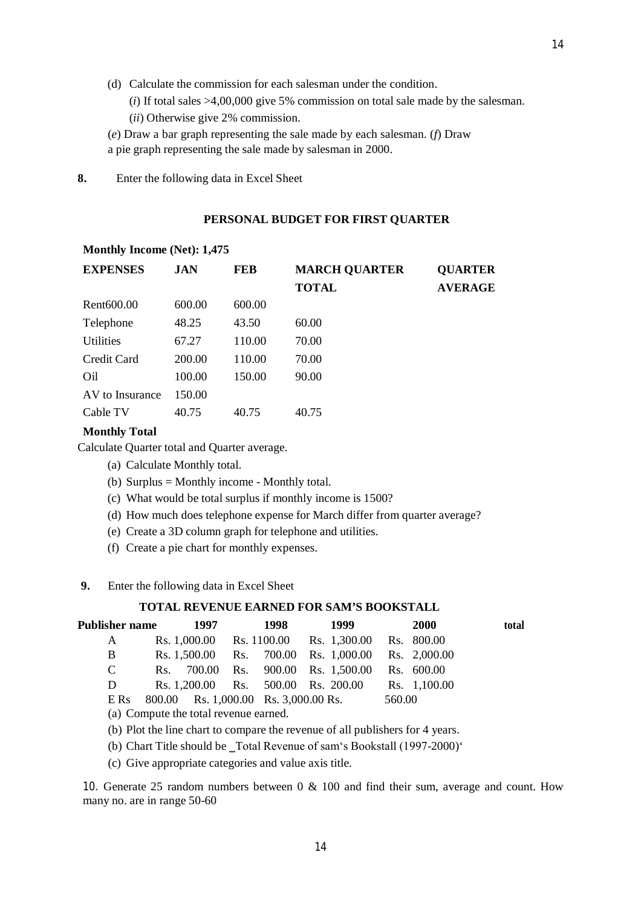(d) Calculate the commission for each salesman under the condition.

(*i*) If total sales >4,00,000 give 5% commission on total sale made by the salesman.

(*ii*) Otherwise give 2% commission.

(*e*) Draw a bar graph representing the sale made by each salesman. (*f*) Draw a pie graph representing the sale made by salesman in 2000.

**8.** Enter the following data in Excel Sheet

**PERSONAL BUDGET FOR FIRST QUARTER**

**Monthly Income (Net): 1,475**

| **EXPENSES** | **JAN** | **FEB** | **MARCH QUARTER TOTAL** | **QUARTER AVERAGE** |
|---|---|---|---|---|
| Rent600.00 | 600.00 | 600.00 | | |
| Telephone | 48.25 | 43.50 | 60.00 | |
| Utilities | 67.27 | 110.00 | 70.00 | |
| Credit Card | 200.00 | 110.00 | 70.00 | |
| Oil | 100.00 | 150.00 | 90.00 | |
| AV to Insurance | 150.00 | | | |
| Cable TV | 40.75 | 40.75 | 40.75 | |
| **Monthly Total** | | | | |

Calculate Quarter total and Quarter average.

(a) Calculate Monthly total.

(b) Surplus = Monthly income - Monthly total.

(c) What would be total surplus if monthly income is 1500?

(d) How much does telephone expense for March differ from quarter average?

(e) Create a 3D column graph for telephone and utilities.

(f) Create a pie chart for monthly expenses.

**9.** Enter the following data in Excel Sheet

**TOTAL REVENUE EARNED FOR SAM'S BOOKSTALL**

| **Publisher name** | **1997** | **1998** | **1999** | **2000** | **total** |
|---|---|---|---|---|---|
| A | Rs. 1,000.00 | Rs. 1100.00 | Rs. 1,300.00 | Rs. 800.00 | |
| B | Rs. 1,500.00 | Rs. 700.00 | Rs. 1,000.00 | Rs. 2,000.00 | |
| C | Rs. 700.00 | Rs. 900.00 | Rs. 1,500.00 | Rs. 600.00 | |
| D | Rs. 1,200.00 | Rs. 500.00 | Rs. 200.00 | Rs. 1,100.00 | |
| E | Rs 800.00 | Rs. 1,000.00 | Rs. 3,000.00 | Rs. 560.00 | |

(a) Compute the total revenue earned.

(b) Plot the line chart to compare the revenue of all publishers for 4 years.

(b) Chart Title should be _Total Revenue of sam's Bookstall (1997-2000)'

(c) Give appropriate categories and value axis title.

10. Generate 25 random numbers between 0 & 100 and find their sum, average and count. How many no. are in range 50-60